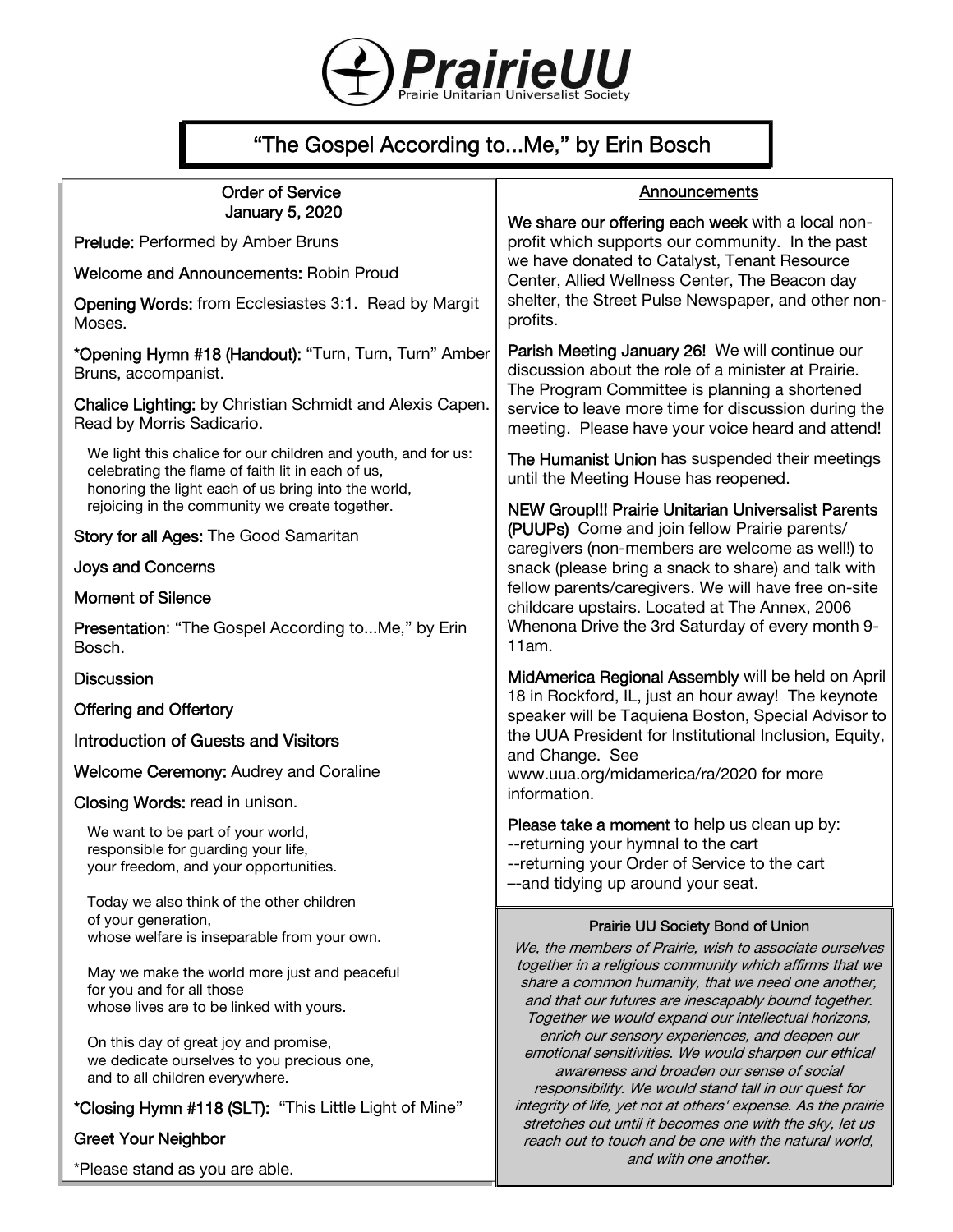# PrairieUU

Prairie Unitarian Universalist Society

## "The Gospel According to...Me," by Erin Bosch

### Order of Service
January 5, 2020

**Prelude:** Performed by Amber Bruns

**Welcome and Announcements:** Robin Proud

**Opening Words:** from Ecclesiastes 3:1. Read by Margit Moses.

***Opening Hymn #18 (Handout):** "Turn, Turn, Turn" Amber Bruns, accompanist.

**Chalice Lighting:** by Christian Schmidt and Alexis Capen. Read by Morris Sadicario.

> We light this chalice for our children and youth, and for us:
> celebrating the flame of faith lit in each of us,
> honoring the light each of us bring into the world,
> rejoicing in the community we create together.

**Story for all Ages:** The Good Samaritan

**Joys and Concerns**

**Moment of Silence**

**Presentation**: "The Gospel According to...Me," by Erin Bosch.

**Discussion**

**Offering and Offertory**

**Introduction of Guests and Visitors**

**Welcome Ceremony:** Audrey and Coraline

**Closing Words:** read in unison.

> We want to be part of your world,
> responsible for guarding your life,
> your freedom, and your opportunities.
>
> Today we also think of the other children
> of your generation,
> whose welfare is inseparable from your own.
>
> May we make the world more just and peaceful
> for you and for all those
> whose lives are to be linked with yours.
>
> On this day of great joy and promise,
> we dedicate ourselves to you precious one,
> and to all children everywhere.

***Closing Hymn #118 (SLT):** "This Little Light of Mine"

**Greet Your Neighbor**

*Please stand as you are able.

### Announcements

**We share our offering each week** with a local non-profit which supports our community. In the past we have donated to Catalyst, Tenant Resource Center, Allied Wellness Center, The Beacon day shelter, the Street Pulse Newspaper, and other non-profits.

**Parish Meeting January 26!** We will continue our discussion about the role of a minister at Prairie. The Program Committee is planning a shortened service to leave more time for discussion during the meeting. Please have your voice heard and attend!

**The Humanist Union** has suspended their meetings until the Meeting House has reopened.

**NEW Group!!! Prairie Unitarian Universalist Parents (PUUPs)** Come and join fellow Prairie parents/caregivers (non-members are welcome as well!) to snack (please bring a snack to share) and talk with fellow parents/caregivers. We will have free on-site childcare upstairs. Located at The Annex, 2006 Whenona Drive the 3rd Saturday of every month 9-11am.

**MidAmerica Regional Assembly** will be held on April 18 in Rockford, IL, just an hour away! The keynote speaker will be Taquiena Boston, Special Advisor to the UUA President for Institutional Inclusion, Equity, and Change. See www.uua.org/midamerica/ra/2020 for more information.

**Please take a moment** to help us clean up by:
--returning your hymnal to the cart
--returning your Order of Service to the cart
--and tidying up around your seat.

### Prairie UU Society Bond of Union

*We, the members of Prairie, wish to associate ourselves together in a religious community which affirms that we share a common humanity, that we need one another, and that our futures are inescapably bound together. Together we would expand our intellectual horizons, enrich our sensory experiences, and deepen our emotional sensitivities. We would sharpen our ethical awareness and broaden our sense of social responsibility. We would stand tall in our quest for integrity of life, yet not at others' expense. As the prairie stretches out until it becomes one with the sky, let us reach out to touch and be one with the natural world, and with one another.*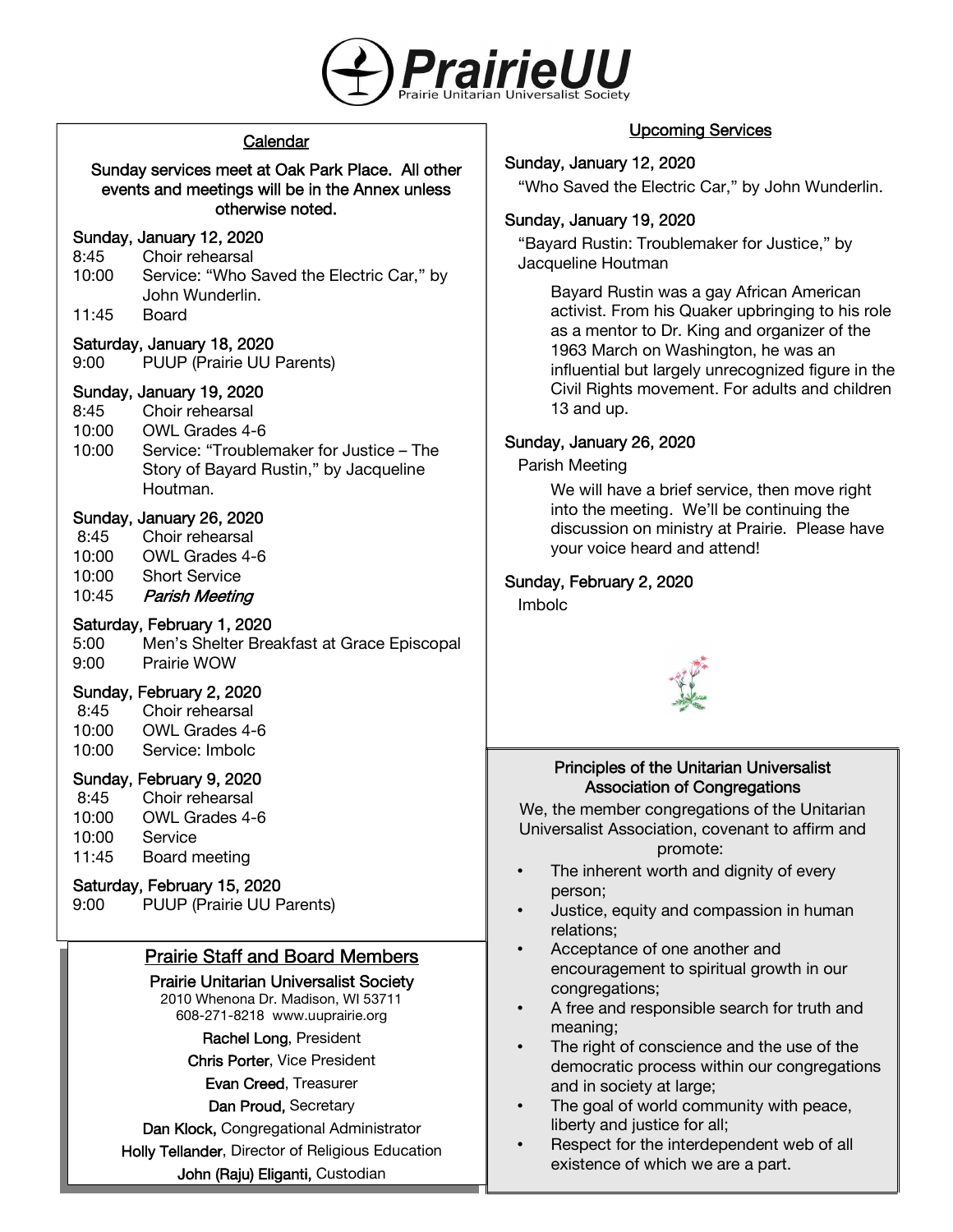# PrairieUU

Prairie Unitarian Universalist Society

## Calendar

**Sunday services meet at Oak Park Place. All other events and meetings will be in the Annex unless otherwise noted.**

**Sunday, January 12, 2020**

8:45 Choir rehearsal
10:00 Service: "Who Saved the Electric Car," by John Wunderlin.
11:45 Board

**Saturday, January 18, 2020**

9:00 PUUP (Prairie UU Parents)

**Sunday, January 19, 2020**

8:45 Choir rehearsal
10:00 OWL Grades 4-6
10:00 Service: "Troublemaker for Justice – The Story of Bayard Rustin," by Jacqueline Houtman.

**Sunday, January 26, 2020**

8:45 Choir rehearsal
10:00 OWL Grades 4-6
10:00 Short Service
10:45 *Parish Meeting*

**Saturday, February 1, 2020**

5:00 Men's Shelter Breakfast at Grace Episcopal
9:00 Prairie WOW

**Sunday, February 2, 2020**

8:45 Choir rehearsal
10:00 OWL Grades 4-6
10:00 Service: Imbolc

**Sunday, February 9, 2020**

8:45 Choir rehearsal
10:00 OWL Grades 4-6
10:00 Service
11:45 Board meeting

**Saturday, February 15, 2020**

9:00 PUUP (Prairie UU Parents)

## Prairie Staff and Board Members

**Prairie Unitarian Universalist Society**
2010 Whenona Dr. Madison, WI 53711
608-271-8218 www.uuprairie.org

**Rachel Long**, President
**Chris Porter**, Vice President
**Evan Creed**, Treasurer
**Dan Proud**, Secretary
**Dan Klock**, Congregational Administrator
**Holly Tellander**, Director of Religious Education
**John (Raju) Eliganti**, Custodian

## Upcoming Services

**Sunday, January 12, 2020**

"Who Saved the Electric Car," by John Wunderlin.

**Sunday, January 19, 2020**

"Bayard Rustin: Troublemaker for Justice," by Jacqueline Houtman

Bayard Rustin was a gay African American activist. From his Quaker upbringing to his role as a mentor to Dr. King and organizer of the 1963 March on Washington, he was an influential but largely unrecognized figure in the Civil Rights movement. For adults and children 13 and up.

**Sunday, January 26, 2020**

Parish Meeting

We will have a brief service, then move right into the meeting. We'll be continuing the discussion on ministry at Prairie. Please have your voice heard and attend!

**Sunday, February 2, 2020**

Imbolc

## Principles of the Unitarian Universalist Association of Congregations

We, the member congregations of the Unitarian Universalist Association, covenant to affirm and promote:

- The inherent worth and dignity of every person;
- Justice, equity and compassion in human relations;
- Acceptance of one another and encouragement to spiritual growth in our congregations;
- A free and responsible search for truth and meaning;
- The right of conscience and the use of the democratic process within our congregations and in society at large;
- The goal of world community with peace, liberty and justice for all;
- Respect for the interdependent web of all existence of which we are a part.